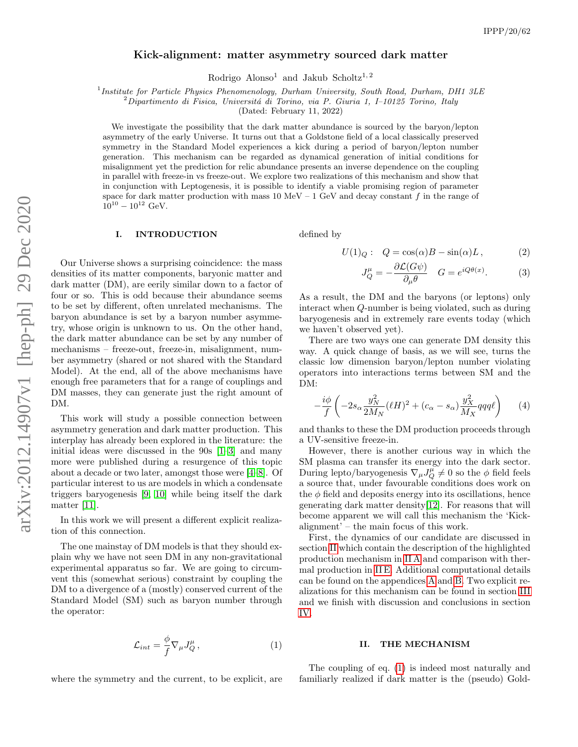# Kick-alignment: matter asymmetry sourced dark matter

Rodrigo Alonso[1] and Jakub Scholtz[1,2]

[1] *Institute for Particle Physics Phenomenology, Durham University, South Road, Durham, DH1 3LE*
[2] *Dipartimento di Fisica, Universitá di Torino, via P. Giuria 1, I–10125 Torino, Italy*

(Dated: February 11, 2022)

We investigate the possibility that the dark matter abundance is sourced by the baryon/lepton asymmetry of the early Universe. It turns out that a Goldstone field of a local classically preserved symmetry in the Standard Model experiences a kick during a period of baryon/lepton number generation. This mechanism can be regarded as dynamical generation of initial conditions for misalignment yet the prediction for relic abundance presents an inverse dependence on the coupling in parallel with freeze-in vs freeze-out. We explore two realizations of this mechanism and show that in conjunction with Leptogenesis, it is possible to identify a viable promising region of parameter space for dark matter production with mass 10 MeV – 1 GeV and decay constant $f$ in the range of $10^{10} - 10^{12}$ GeV.

## I. INTRODUCTION

Our Universe shows a surprising coincidence: the mass densities of its matter components, baryonic matter and dark matter (DM), are eerily similar down to a factor of four or so. This is odd because their abundance seems to be set by different, often unrelated mechanisms. The baryon abundance is set by a baryon number asymmetry, whose origin is unknown to us. On the other hand, the dark matter abundance can be set by any number of mechanisms – freeze-out, freeze-in, misalignment, number asymmetry (shared or not shared with the Standard Model). At the end, all of the above mechanisms have enough free parameters that for a range of couplings and DM masses, they can generate just the right amount of DM.

This work will study a possible connection between asymmetry generation and dark matter production. This interplay has already been explored in the literature: the initial ideas were discussed in the 90s [1–3] and many more were published during a resurgence of this topic about a decade or two later, amongst those were [4–8]. Of particular interest to us are models in which a condensate triggers baryogenesis [9, 10] while being itself the dark matter [11].

In this work we will present a different explicit realization of this connection.

The one mainstay of DM models is that they should explain why we have not seen DM in any non-gravitational experimental apparatus so far. We are going to circumvent this (somewhat serious) constraint by coupling the DM to a divergence of a (mostly) conserved current of the Standard Model (SM) such as baryon number through the operator:

$$\mathcal{L}_{int} = \frac{\phi}{f}\nabla_\mu J^\mu_Q\,, \tag{1}$$

where the symmetry and the current, to be explicit, are defined by

$$U(1)_Q: \quad Q = \cos(\alpha)B - \sin(\alpha)L\,, \tag{2}$$

$$J^\mu_Q = -\frac{\partial\mathcal{L}(G\psi)}{\partial_\mu\theta} \quad G = e^{iQ\theta(x)}. \tag{3}$$

As a result, the DM and the baryons (or leptons) only interact when $Q$-number is being violated, such as during baryogenesis and in extremely rare events today (which we haven't observed yet).

There are two ways one can generate DM density this way. A quick change of basis, as we will see, turns the classic low dimension baryon/lepton number violating operators into interactions terms between SM and the DM:

$$-\frac{i\phi}{f}\left(-2s_\alpha\frac{y_N^2}{2M_N}(\ell H)^2 + (c_\alpha - s_\alpha)\frac{y_X^2}{M_X}qqq\ell\right) \tag{4}$$

and thanks to these the DM production proceeds through a UV-sensitive freeze-in.

However, there is another curious way in which the SM plasma can transfer its energy into the dark sector. During lepto/baryogenesis $\nabla_\mu J^\mu_Q \neq 0$ so the $\phi$ field feels a source that, under favourable conditions does work on the $\phi$ field and deposits energy into its oscillations, hence generating dark matter density[12]. For reasons that will become apparent we will call this mechanism the 'Kick-alignment' – the main focus of this work.

First, the dynamics of our candidate are discussed in section II which contain the description of the highlighted production mechanism in II A and comparison with thermal production in II E. Additional computational details can be found on the appendices A and B. Two explicit realizations for this mechanism can be found in section III and we finish with discussion and conclusions in section IV.

## II. THE MECHANISM

The coupling of eq. (1) is indeed most naturally and familiarly realized if dark matter is the (pseudo) Gold-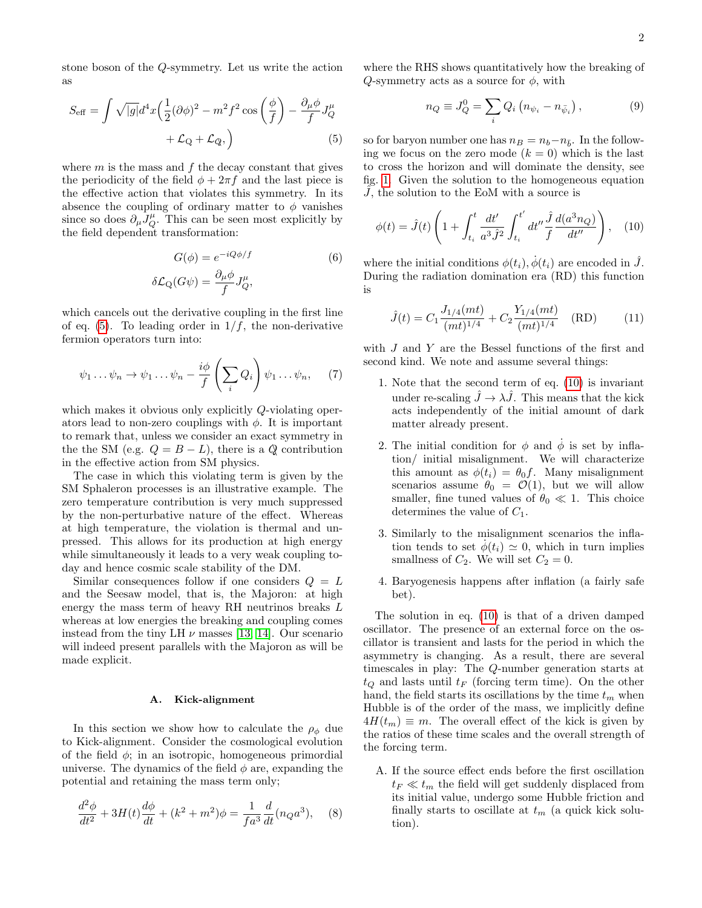stone boson of the $Q$-symmetry. Let us write the action as

$$S_{\rm eff} = \int \sqrt{|g|} d^4x \Big( \frac{1}{2}(\partial\phi)^2 - m^2 f^2 \cos\left(\frac{\phi}{f}\right) - \frac{\partial_\mu \phi}{f} J^\mu_Q + \mathcal{L}_{\rm Q} + \mathcal{L}_{\not{Q}}, \Big) \tag{5}$$

where $m$ is the mass and $f$ the decay constant that gives the periodicity of the field $\phi + 2\pi f$ and the last piece is the effective action that violates this symmetry. In its absence the coupling of ordinary matter to $\phi$ vanishes since so does $\partial_\mu J^\mu_Q$. This can be seen most explicitly by the field dependent transformation:

$$G(\phi) = e^{-iQ\phi/f} \tag{6}$$
$$\delta\mathcal{L}_{\rm Q}(G\psi) = \frac{\partial_\mu\phi}{f} J^\mu_Q,$$

which cancels out the derivative coupling in the first line of eq. (5). To leading order in $1/f$, the non-derivative fermion operators turn into:

$$\psi_1 \ldots \psi_n \to \psi_1 \ldots \psi_n - \frac{i\phi}{f}\left(\sum_i Q_i\right) \psi_1 \ldots \psi_n, \tag{7}$$

which makes it obvious only explicitly $Q$-violating operators lead to non-zero couplings with $\phi$. It is important to remark that, unless we consider an exact symmetry in the the SM (e.g. $Q = B - L$), there is a $\not{Q}$ contribution in the effective action from SM physics.

The case in which this violating term is given by the SM Sphaleron processes is an illustrative example. The zero temperature contribution is very much suppressed by the non-perturbative nature of the effect. Whereas at high temperature, the violation is thermal and unpressed. This allows for its production at high energy while simultaneously it leads to a very weak coupling today and hence cosmic scale stability of the DM.

Similar consequences follow if one considers $Q = L$ and the Seesaw model, that is, the Majoron: at high energy the mass term of heavy RH neutrinos breaks $L$ whereas at low energies the breaking and coupling comes instead from the tiny LH $\nu$ masses [13, 14]. Our scenario will indeed present parallels with the Majoron as will be made explicit.

### A. Kick-alignment

In this section we show how to calculate the $\rho_\phi$ due to Kick-alignment. Consider the cosmological evolution of the field $\phi$; in an isotropic, homogeneous primordial universe. The dynamics of the field $\phi$ are, expanding the potential and retaining the mass term only;

$$\frac{d^2\phi}{dt^2} + 3H(t)\frac{d\phi}{dt} + (k^2 + m^2)\phi = \frac{1}{fa^3}\frac{d}{dt}(n_Q a^3), \tag{8}$$

where the RHS shows quantitatively how the breaking of $Q$-symmetry acts as a source for $\phi$, with

$$n_Q \equiv J^0_Q = \sum_i Q_i \left(n_{\psi_i} - n_{\bar{\psi}_i}\right), \tag{9}$$

so for baryon number one has $n_B = n_b - n_{\bar{b}}$. In the following we focus on the zero mode ($k = 0$) which is the last to cross the horizon and will dominate the density, see fig. 1. Given the solution to the homogeneous equation $\hat{J}$, the solution to the EoM with a source is

$$\phi(t) = \hat{J}(t)\left(1 + \int_{t_i}^{t} \frac{dt'}{a^3 \hat{J}^2} \int_{t_i}^{t'} dt'' \frac{\hat{J}}{f} \frac{d(a^3 n_Q)}{dt''}\right), \tag{10}$$

where the initial conditions $\phi(t_i), \dot{\phi}(t_i)$ are encoded in $\hat{J}$. During the radiation domination era (RD) this function is

$$\hat{J}(t) = C_1 \frac{J_{1/4}(mt)}{(mt)^{1/4}} + C_2 \frac{Y_{1/4}(mt)}{(mt)^{1/4}} \quad \text{(RD)} \tag{11}$$

with $J$ and $Y$ are the Bessel functions of the first and second kind. We note and assume several things:

1. Note that the second term of eq. (10) is invariant under re-scaling $\hat{J} \to \lambda \hat{J}$. This means that the kick acts independently of the initial amount of dark matter already present.
2. The initial condition for $\phi$ and $\dot{\phi}$ is set by inflation/ initial misalignment. We will characterize this amount as $\phi(t_i) = \theta_0 f$. Many misalignment scenarios assume $\theta_0 = \mathcal{O}(1)$, but we will allow smaller, fine tuned values of $\theta_0 \ll 1$. This choice determines the value of $C_1$.
3. Similarly to the misalignment scenarios the inflation tends to set $\dot{\phi}(t_i) \simeq 0$, which in turn implies smallness of $C_2$. We will set $C_2 = 0$.
4. Baryogenesis happens after inflation (a fairly safe bet).

The solution in eq. (10) is that of a driven damped oscillator. The presence of an external force on the oscillator is transient and lasts for the period in which the asymmetry is changing. As a result, there are several timescales in play: The $Q$-number generation starts at $t_Q$ and lasts until $t_F$ (forcing term time). On the other hand, the field starts its oscillations by the time $t_m$ when Hubble is of the order of the mass, we implicitly define $4H(t_m) \equiv m$. The overall effect of the kick is given by the ratios of these time scales and the overall strength of the forcing term.

A. If the source effect ends before the first oscillation $t_F \ll t_m$ the field will get suddenly displaced from its initial value, undergo some Hubble friction and finally starts to oscillate at $t_m$ (a quick kick solution).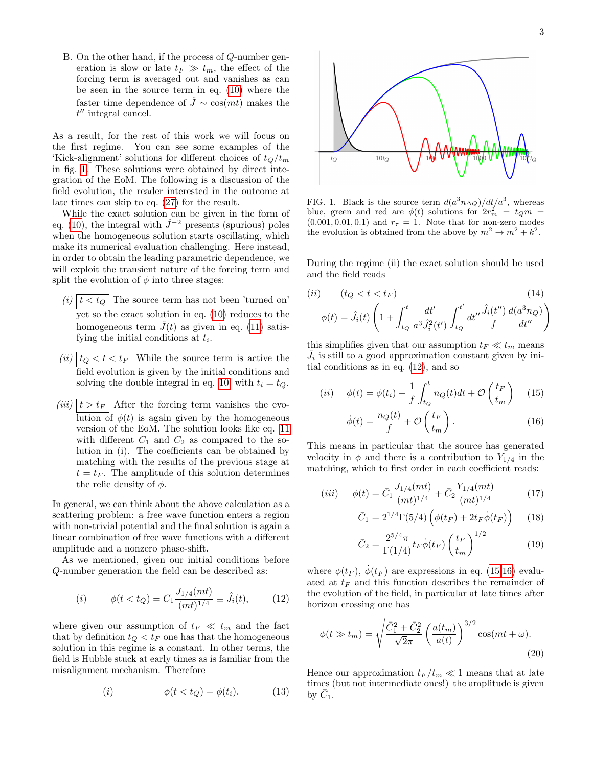B. On the other hand, if the process of $Q$-number generation is slow or late $t_F \gg t_m$, the effect of the forcing term is averaged out and vanishes as can be seen in the source term in eq. (10) where the faster time dependence of $\hat{J} \sim \cos(mt)$ makes the $t''$ integral cancel.

As a result, for the rest of this work we will focus on the first regime. You can see some examples of the 'Kick-alignment' solutions for different choices of $t_Q/t_m$ in fig. 1. These solutions were obtained by direct integration of the EoM. The following is a discussion of the field evolution, the reader interested in the outcome at late times can skip to eq. (27) for the result.

While the exact solution can be given in the form of eq. (10), the integral with $\hat{J}^{-2}$ presents (spurious) poles when the homogeneous solution starts oscillating, which make its numerical evaluation challenging. Here instead, in order to obtain the leading parametric dependence, we will exploit the transient nature of the forcing term and split the evolution of $\phi$ into three stages:

- *(i)* $\boxed{t < t_Q}$ The source term has not been 'turned on' yet so the exact solution in eq. (10) reduces to the homogeneous term $\hat{J}(t)$ as given in eq. (11) satisfying the initial conditions at $t_i$.
- *(ii)* $\boxed{t_Q < t < t_F}$ While the source term is active the field evolution is given by the initial conditions and solving the double integral in eq. 10, with $t_i = t_Q$.
- *(iii)* $\boxed{t > t_F}$ After the forcing term vanishes the evolution of $\phi(t)$ is again given by the homogeneous version of the EoM. The solution looks like eq. 11 with different $C_1$ and $C_2$ as compared to the solution in (i). The coefficients can be obtained by matching with the results of the previous stage at $t = t_F$. The amplitude of this solution determines the relic density of $\phi$.

In general, we can think about the above calculation as a scattering problem: a free wave function enters a region with non-trivial potential and the final solution is again a linear combination of free wave functions with a different amplitude and a nonzero phase-shift.

As we mentioned, given our initial conditions before $Q$-number generation the field can be described as:

$$(i) \qquad \phi(t < t_Q) = C_1 \frac{J_{1/4}(mt)}{(mt)^{1/4}} \equiv \hat{J}_i(t), \tag{12}$$

where given our assumption of $t_F \ll t_m$ and the fact that by definition $t_Q < t_F$ one has that the homogeneous solution in this regime is a constant. In other terms, the field is Hubble stuck at early times as is familiar from the misalignment mechanism. Therefore

$$(i) \qquad \phi(t < t_Q) = \phi(t_i). \tag{13}$$

FIG. 1. Black is the source term $d(a^3 n_{\Delta Q})/dt/a^3$, whereas blue, green and red are $\phi(t)$ solutions for $2r_m^2 = t_Q m = (0.001, 0.01, 0.1)$ and $r_\tau = 1$. Note that for non-zero modes the evolution is obtained from the above by $m^2 \to m^2 + k^2$.

During the regime (ii) the exact solution should be used and the field reads

$$(ii) \qquad (t_Q < t < t_F) \tag{14}$$
$$\phi(t) = \hat{J}_i(t)\left(1 + \int_{t_Q}^{t} \frac{dt'}{a^3 \hat{J}_i^2(t')} \int_{t_Q}^{t'} dt'' \frac{\hat{J}_i(t'')}{f} \frac{d(a^3 n_Q)}{dt''}\right)$$

this simplifies given that our assumption $t_F \ll t_m$ means $\hat{J}_i$ is still to a good approximation constant given by initial conditions as in eq. (12), and so

$$(ii) \qquad \phi(t) = \phi(t_i) + \frac{1}{f}\int_{t_Q}^{t} n_Q(t)dt + \mathcal{O}\left(\frac{t_F}{t_m}\right) \tag{15}$$

$$\dot{\phi}(t) = \frac{n_Q(t)}{f} + \mathcal{O}\left(\frac{t_F}{t_m}\right). \tag{16}$$

This means in particular that the source has generated velocity in $\phi$ and there is a contribution to $Y_{1/4}$ in the matching, which to first order in each coefficient reads:

$$(iii) \qquad \phi(t) = \bar{C}_1 \frac{J_{1/4}(mt)}{(mt)^{1/4}} + \bar{C}_2 \frac{Y_{1/4}(mt)}{(mt)^{1/4}} \tag{17}$$

$$\bar{C}_1 = 2^{1/4}\Gamma(5/4)\left(\phi(t_F) + 2t_F\dot{\phi}(t_F)\right) \tag{18}$$

$$\bar{C}_2 = \frac{2^{5/4}\pi}{\Gamma(1/4)} t_F \dot{\phi}(t_F)\left(\frac{t_F}{t_m}\right)^{1/2} \tag{19}$$

where $\phi(t_F)$, $\dot{\phi}(t_F)$ are expressions in eq. (15,16) evaluated at $t_F$ and this function describes the remainder of the evolution of the field, in particular at late times after horizon crossing one has

$$\phi(t \gg t_m) = \sqrt{\frac{\bar{C}_1^2 + \bar{C}_2^2}{\sqrt{2}\pi}}\left(\frac{a(t_m)}{a(t)}\right)^{3/2} \cos(mt + \omega). \tag{20}$$

Hence our approximation $t_F/t_m \ll 1$ means that at late times (but not intermediate ones!) the amplitude is given by $\bar{C}_1$.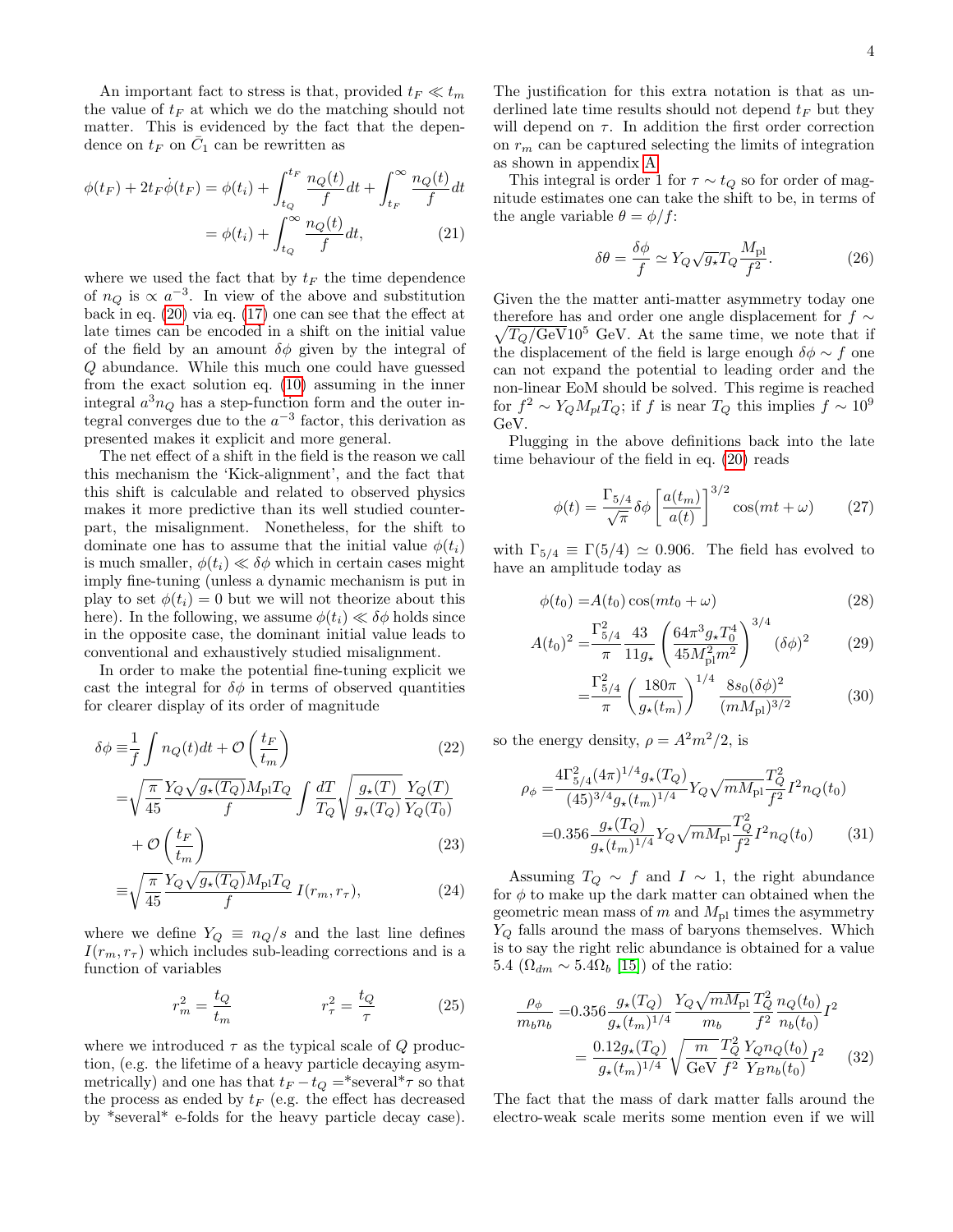An important fact to stress is that, provided $t_F \ll t_m$ the value of $t_F$ at which we do the matching should not matter. This is evidenced by the fact that the dependence on $t_F$ on $\bar{C}_1$ can be rewritten as

$$
\begin{aligned}
\phi(t_F) + 2t_F\dot{\phi}(t_F) &= \phi(t_i) + \int_{t_Q}^{t_F} \frac{n_Q(t)}{f}dt + \int_{t_F}^{\infty} \frac{n_Q(t)}{f}dt \\
&= \phi(t_i) + \int_{t_Q}^{\infty} \frac{n_Q(t)}{f}dt, \qquad (21)
\end{aligned}
$$

where we used the fact that by $t_F$ the time dependence of $n_Q$ is $\propto a^{-3}$. In view of the above and substitution back in eq. (20) via eq. (17) one can see that the effect at late times can be encoded in a shift on the initial value of the field by an amount $\delta\phi$ given by the integral of $Q$ abundance. While this much one could have guessed from the exact solution eq. (10) assuming in the inner integral $a^3 n_Q$ has a step-function form and the outer integral converges due to the $a^{-3}$ factor, this derivation as presented makes it explicit and more general.

The net effect of a shift in the field is the reason we call this mechanism the 'Kick-alignment', and the fact that this shift is calculable and related to observed physics makes it more predictive than its well studied counterpart, the misalignment. Nonetheless, for the shift to dominate one has to assume that the initial value $\phi(t_i)$ is much smaller, $\phi(t_i) \ll \delta\phi$ which in certain cases might imply fine-tuning (unless a dynamic mechanism is put in play to set $\phi(t_i) = 0$ but we will not theorize about this here). In the following, we assume $\phi(t_i) \ll \delta\phi$ holds since in the opposite case, the dominant initial value leads to conventional and exhaustively studied misalignment.

In order to make the potential fine-tuning explicit we cast the integral for $\delta\phi$ in terms of observed quantities for clearer display of its order of magnitude

$$
\begin{aligned}
\delta\phi &\equiv \frac{1}{f}\int n_Q(t)dt + \mathcal{O}\left(\frac{t_F}{t_m}\right) \qquad (22)\\
&= \sqrt{\frac{\pi}{45}}\frac{Y_Q\sqrt{g_\star(T_Q)}M_{\rm pl}T_Q}{f}\int \frac{dT}{T_Q}\sqrt{\frac{g_\star(T)}{g_\star(T_Q)}}\frac{Y_Q(T)}{Y_Q(T_0)} \\
&\quad + \mathcal{O}\left(\frac{t_F}{t_m}\right) \qquad (23)\\
&\equiv \sqrt{\frac{\pi}{45}}\frac{Y_Q\sqrt{g_\star(T_Q)}M_{\rm pl}T_Q}{f}\, I(r_m, r_\tau), \qquad (24)
\end{aligned}
$$

where we define $Y_Q \equiv n_Q/s$ and the last line defines $I(r_m, r_\tau)$ which includes sub-leading corrections and is a function of variables

$$
r_m^2 = \frac{t_Q}{t_m} \qquad\qquad r_\tau^2 = \frac{t_Q}{\tau} \qquad (25)
$$

where we introduced $\tau$ as the typical scale of $Q$ production, (e.g. the lifetime of a heavy particle decaying asymmetrically) and one has that $t_F - t_Q =$*several*$\tau$ so that the process as ended by $t_F$ (e.g. the effect has decreased by *several* e-folds for the heavy particle decay case). The justification for this extra notation is that as underlined late time results should not depend $t_F$ but they will depend on $\tau$. In addition the first order correction on $r_m$ can be captured selecting the limits of integration as shown in appendix A.

This integral is order 1 for $\tau \sim t_Q$ so for order of magnitude estimates one can take the shift to be, in terms of the angle variable $\theta = \phi/f$:

$$
\delta\theta = \frac{\delta\phi}{f} \simeq Y_Q\sqrt{g_\star}T_Q\frac{M_{\rm pl}}{f^2}. \qquad (26)
$$

Given the the matter anti-matter asymmetry today one therefore has and order one angle displacement for $f \sim \sqrt{T_Q/\text{GeV}}10^5$ GeV. At the same time, we note that if the displacement of the field is large enough $\delta\phi \sim f$ one can not expand the potential to leading order and the non-linear EoM should be solved. This regime is reached for $f^2 \sim Y_Q M_{pl} T_Q$; if $f$ is near $T_Q$ this implies $f \sim 10^9$ GeV.

Plugging in the above definitions back into the late time behaviour of the field in eq. (20) reads

$$
\phi(t) = \frac{\Gamma_{5/4}}{\sqrt{\pi}}\delta\phi\left[\frac{a(t_m)}{a(t)}\right]^{3/2}\cos(mt+\omega) \qquad (27)
$$

with $\Gamma_{5/4} \equiv \Gamma(5/4) \simeq 0.906$. The field has evolved to have an amplitude today as

$$
\begin{aligned}
\phi(t_0) &= A(t_0)\cos(mt_0 + \omega) \qquad (28)\\
A(t_0)^2 &= \frac{\Gamma_{5/4}^2}{\pi}\frac{43}{11g_\star}\left(\frac{64\pi^3 g_\star T_0^4}{45M_{\rm pl}^2 m^2}\right)^{3/4}(\delta\phi)^2 \qquad (29)\\
&= \frac{\Gamma_{5/4}^2}{\pi}\left(\frac{180\pi}{g_\star(t_m)}\right)^{1/4}\frac{8s_0(\delta\phi)^2}{(mM_{\rm pl})^{3/2}} \qquad (30)
\end{aligned}
$$

so the energy density, $\rho = A^2m^2/2$, is

$$
\begin{aligned}
\rho_\phi &= \frac{4\Gamma_{5/4}^2(4\pi)^{1/4}g_\star(T_Q)}{(45)^{3/4}g_\star(t_m)^{1/4}}Y_Q\sqrt{mM_{\rm pl}}\frac{T_Q^2}{f^2}I^2 n_Q(t_0) \\
&= 0.356\frac{g_\star(T_Q)}{g_\star(t_m)^{1/4}}Y_Q\sqrt{mM_{\rm pl}}\frac{T_Q^2}{f^2}I^2 n_Q(t_0) \qquad (31)
\end{aligned}
$$

Assuming $T_Q \sim f$ and $I \sim 1$, the right abundance for $\phi$ to make up the dark matter can obtained when the geometric mean mass of $m$ and $M_{\rm pl}$ times the asymmetry $Y_Q$ falls around the mass of baryons themselves. Which is to say the right relic abundance is obtained for a value 5.4 ($\Omega_{dm} \sim 5.4\Omega_b$ [15]) of the ratio:

$$
\begin{aligned}
\frac{\rho_\phi}{m_b n_b} &= 0.356\frac{g_\star(T_Q)}{g_\star(t_m)^{1/4}}\frac{Y_Q\sqrt{mM_{\rm pl}}}{m_b}\frac{T_Q^2}{f^2}\frac{n_Q(t_0)}{n_b(t_0)}I^2 \\
&= \frac{0.12 g_\star(T_Q)}{g_\star(t_m)^{1/4}}\sqrt{\frac{m}{\text{GeV}}}\frac{T_Q^2}{f^2}\frac{Y_Q n_Q(t_0)}{Y_B n_b(t_0)}I^2 \qquad (32)
\end{aligned}
$$

The fact that the mass of dark matter falls around the electro-weak scale merits some mention even if we will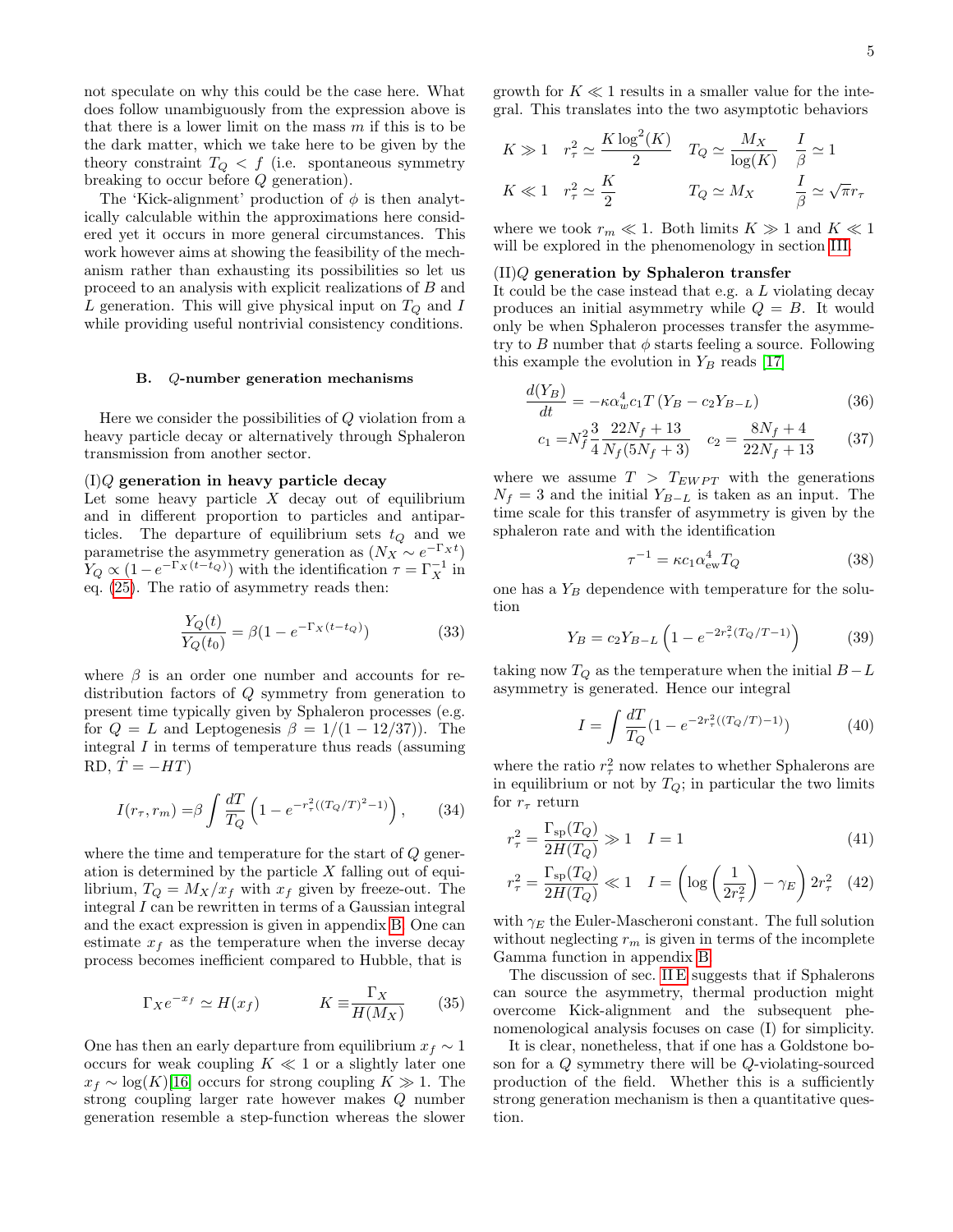not speculate on why this could be the case here. What does follow unambiguously from the expression above is that there is a lower limit on the mass $m$ if this is to be the dark matter, which we take here to be given by the theory constraint $T_Q < f$ (i.e. spontaneous symmetry breaking to occur before $Q$ generation).

The 'Kick-alignment' production of $\phi$ is then analytically calculable within the approximations here considered yet it occurs in more general circumstances. This work however aims at showing the feasibility of the mechanism rather than exhausting its possibilities so let us proceed to an analysis with explicit realizations of $B$ and $L$ generation. This will give physical input on $T_Q$ and $I$ while providing useful nontrivial consistency conditions.

### B. $Q$-number generation mechanisms

Here we consider the possibilities of $Q$ violation from a heavy particle decay or alternatively through Sphaleron transmission from another sector.

**(I)$Q$ generation in heavy particle decay**
Let some heavy particle $X$ decay out of equilibrium and in different proportion to particles and antiparticles. The departure of equilibrium sets $t_Q$ and we parametrise the asymmetry generation as ($N_X \sim e^{-\Gamma_X t}$) $Y_Q \propto (1-e^{-\Gamma_X(t-t_Q)})$ with the identification $\tau = \Gamma_X^{-1}$ in eq. (25). The ratio of asymmetry reads then:

$$\frac{Y_Q(t)}{Y_Q(t_0)} = \beta(1-e^{-\Gamma_X(t-t_Q)}) \tag{33}$$

where $\beta$ is an order one number and accounts for redistribution factors of $Q$ symmetry from generation to present time typically given by Sphaleron processes (e.g. for $Q = L$ and Leptogenesis $\beta = 1/(1-12/37)$). The integral $I$ in terms of temperature thus reads (assuming RD, $\dot{T} = -HT$)

$$I(r_\tau, r_m) = \beta \int \frac{dT}{T_Q}\left(1 - e^{-r_\tau^2((T_Q/T)^2-1)}\right), \tag{34}$$

where the time and temperature for the start of $Q$ generation is determined by the particle $X$ falling out of equilibrium, $T_Q = M_X/x_f$ with $x_f$ given by freeze-out. The integral $I$ can be rewritten in terms of a Gaussian integral and the exact expression is given in appendix B. One can estimate $x_f$ as the temperature when the inverse decay process becomes inefficient compared to Hubble, that is

$$\Gamma_X e^{-x_f} \simeq H(x_f) \qquad\qquad K \equiv \frac{\Gamma_X}{H(M_X)} \tag{35}$$

One has then an early departure from equilibrium $x_f \sim 1$ occurs for weak coupling $K \ll 1$ or a slightly later one $x_f \sim \log(K)$[16] occurs for strong coupling $K \gg 1$. The strong coupling larger rate however makes $Q$ number generation resemble a step-function whereas the slower growth for $K \ll 1$ results in a smaller value for the integral. This translates into the two asymptotic behaviors

$$
\begin{array}{llll}
K \gg 1 & r_\tau^2 \simeq \dfrac{K\log^2(K)}{2} & T_Q \simeq \dfrac{M_X}{\log(K)} & \dfrac{I}{\beta} \simeq 1 \\[2ex]
K \ll 1 & r_\tau^2 \simeq \dfrac{K}{2} & T_Q \simeq M_X & \dfrac{I}{\beta} \simeq \sqrt{\pi} r_\tau
\end{array}
$$

where we took $r_m \ll 1$. Both limits $K \gg 1$ and $K \ll 1$ will be explored in the phenomenology in section III.

**(II)$Q$ generation by Sphaleron transfer**
It could be the case instead that e.g. a $L$ violating decay produces an initial asymmetry while $Q = B$. It would only be when Sphaleron processes transfer the asymmetry to $B$ number that $\phi$ starts feeling a source. Following this example the evolution in $Y_B$ reads [17]

$$\frac{d(Y_B)}{dt} = -\kappa\alpha_w^4 c_1 T\left(Y_B - c_2 Y_{B-L}\right) \tag{36}$$

$$c_1 = N_f^2 \frac{3}{4}\frac{22N_f+13}{N_f(5N_f+3)} \quad c_2 = \frac{8N_f+4}{22N_f+13} \tag{37}$$

where we assume $T > T_{EWPT}$ with the generations $N_f = 3$ and the initial $Y_{B-L}$ is taken as an input. The time scale for this transfer of asymmetry is given by the sphaleron rate and with the identification

$$\tau^{-1} = \kappa c_1 \alpha_{\rm ew}^4 T_Q \tag{38}$$

one has a $Y_B$ dependence with temperature for the solution

$$Y_B = c_2 Y_{B-L}\left(1 - e^{-2r_\tau^2(T_Q/T-1)}\right) \tag{39}$$

taking now $T_Q$ as the temperature when the initial $B-L$ asymmetry is generated. Hence our integral

$$I = \int \frac{dT}{T_Q}(1 - e^{-2r_\tau^2((T_Q/T)-1)}) \tag{40}$$

where the ratio $r_\tau^2$ now relates to whether Sphalerons are in equilibrium or not by $T_Q$; in particular the two limits for $r_\tau$ return

$$r_\tau^2 = \frac{\Gamma_{\rm sp}(T_Q)}{2H(T_Q)} \gg 1 \quad I = 1 \tag{41}$$

$$r_\tau^2 = \frac{\Gamma_{\rm sp}(T_Q)}{2H(T_Q)} \ll 1 \quad I = \left(\log\left(\frac{1}{2r_\tau^2}\right) - \gamma_E\right) 2r_\tau^2 \tag{42}$$

with $\gamma_E$ the Euler-Mascheroni constant. The full solution without neglecting $r_m$ is given in terms of the incomplete Gamma function in appendix B.

The discussion of sec. II E suggests that if Sphalerons can source the asymmetry, thermal production might overcome Kick-alignment and the subsequent phenomenological analysis focuses on case (I) for simplicity.

It is clear, nonetheless, that if one has a Goldstone boson for a $Q$ symmetry there will be $Q$-violating-sourced production of the field. Whether this is a sufficiently strong generation mechanism is then a quantitative question.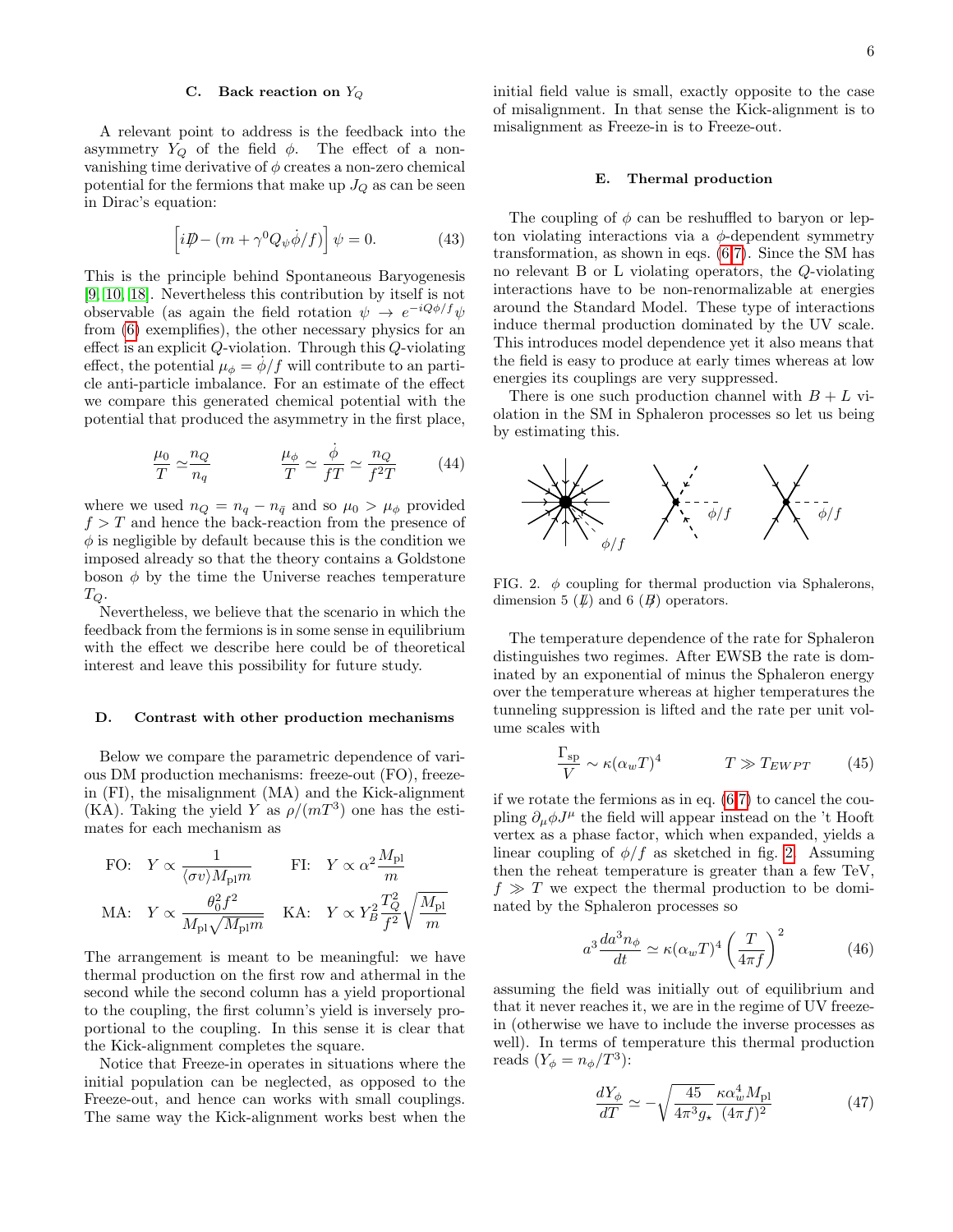### C. Back reaction on $Y_Q$

A relevant point to address is the feedback into the asymmetry $Y_Q$ of the field $\phi$. The effect of a non-vanishing time derivative of $\phi$ creates a non-zero chemical potential for the fermions that make up $J_Q$ as can be seen in Dirac's equation:

$$\left[i\not{D} - (m + \gamma^0 Q_\psi \dot{\phi}/f)\right]\psi = 0. \tag{43}$$

This is the principle behind Spontaneous Baryogenesis [9, 10, 18]. Nevertheless this contribution by itself is not observable (as again the field rotation $\psi \to e^{-iQ\phi/f}\psi$ from (6) exemplifies), the other necessary physics for an effect is an explicit $Q$-violation. Through this $Q$-violating effect, the potential $\mu_\phi = \dot{\phi}/f$ will contribute to an particle anti-particle imbalance. For an estimate of the effect we compare this generated chemical potential with the potential that produced the asymmetry in the first place,

$$\frac{\mu_0}{T} \simeq \frac{n_Q}{n_q} \qquad\qquad \frac{\mu_\phi}{T} \simeq \frac{\dot{\phi}}{fT} \simeq \frac{n_Q}{f^2 T} \tag{44}$$

where we used $n_Q = n_q - n_{\bar{q}}$ and so $\mu_0 > \mu_\phi$ provided $f > T$ and hence the back-reaction from the presence of $\phi$ is negligible by default because this is the condition we imposed already so that the theory contains a Goldstone boson $\phi$ by the time the Universe reaches temperature $T_Q$.

Nevertheless, we believe that the scenario in which the feedback from the fermions is in some sense in equilibrium with the effect we describe here could be of theoretical interest and leave this possibility for future study.

### D. Contrast with other production mechanisms

Below we compare the parametric dependence of various DM production mechanisms: freeze-out (FO), freeze-in (FI), the misalignment (MA) and the Kick-alignment (KA). Taking the yield $Y$ as $\rho/(mT^3)$ one has the estimates for each mechanism as

$$\text{FO:} \quad Y \propto \frac{1}{\langle\sigma v\rangle M_{\rm pl} m} \qquad \text{FI:} \quad Y \propto \alpha^2 \frac{M_{\rm pl}}{m}$$

$$\text{MA:} \quad Y \propto \frac{\theta_0^2 f^2}{M_{\rm pl}\sqrt{M_{\rm pl} m}} \qquad \text{KA:} \quad Y \propto Y_B^2 \frac{T_Q^2}{f^2}\sqrt{\frac{M_{\rm pl}}{m}}$$

The arrangement is meant to be meaningful: we have thermal production on the first row and athermal in the second while the second column has a yield proportional to the coupling, the first column's yield is inversely proportional to the coupling. In this sense it is clear that the Kick-alignment completes the square.

Notice that Freeze-in operates in situations where the initial population can be neglected, as opposed to the Freeze-out, and hence can works with small couplings. The same way the Kick-alignment works best when the initial field value is small, exactly opposite to the case of misalignment. In that sense the Kick-alignment is to misalignment as Freeze-in is to Freeze-out.

### E. Thermal production

The coupling of $\phi$ can be reshuffled to baryon or lepton violating interactions via a $\phi$-dependent symmetry transformation, as shown in eqs. (6,7). Since the SM has no relevant B or L violating operators, the $Q$-violating interactions have to be non-renormalizable at energies around the Standard Model. These type of interactions induce thermal production dominated by the UV scale. This introduces model dependence yet it also means that the field is easy to produce at early times whereas at low energies its couplings are very suppressed.

There is one such production channel with $B+L$ violation in the SM in Sphaleron processes so let us being by estimating this.

FIG. 2. $\phi$ coupling for thermal production via Sphalerons, dimension 5 ($\not{L}$) and 6 ($\not{B}$) operators.

The temperature dependence of the rate for Sphaleron distinguishes two regimes. After EWSB the rate is dominated by an exponential of minus the Sphaleron energy over the temperature whereas at higher temperatures the tunneling suppression is lifted and the rate per unit volume scales with

$$\frac{\Gamma_{\rm sp}}{V} \sim \kappa(\alpha_w T)^4 \qquad\qquad T \gg T_{EWPT} \tag{45}$$

if we rotate the fermions as in eq. (6,7) to cancel the coupling $\partial_\mu\phi J^\mu$ the field will appear instead on the 't Hooft vertex as a phase factor, which when expanded, yields a linear coupling of $\phi/f$ as sketched in fig. 2. Assuming then the reheat temperature is greater than a few TeV, $f \gg T$ we expect the thermal production to be dominated by the Sphaleron processes so

$$a^3 \frac{da^3 n_\phi}{dt} \simeq \kappa(\alpha_w T)^4 \left(\frac{T}{4\pi f}\right)^2 \tag{46}$$

assuming the field was initially out of equilibrium and that it never reaches it, we are in the regime of UV freeze-in (otherwise we have to include the inverse processes as well). In terms of temperature this thermal production reads ($Y_\phi = n_\phi/T^3$):

$$\frac{dY_\phi}{dT} \simeq -\sqrt{\frac{45}{4\pi^3 g_\star}} \frac{\kappa\alpha_w^4 M_{\rm pl}}{(4\pi f)^2} \tag{47}$$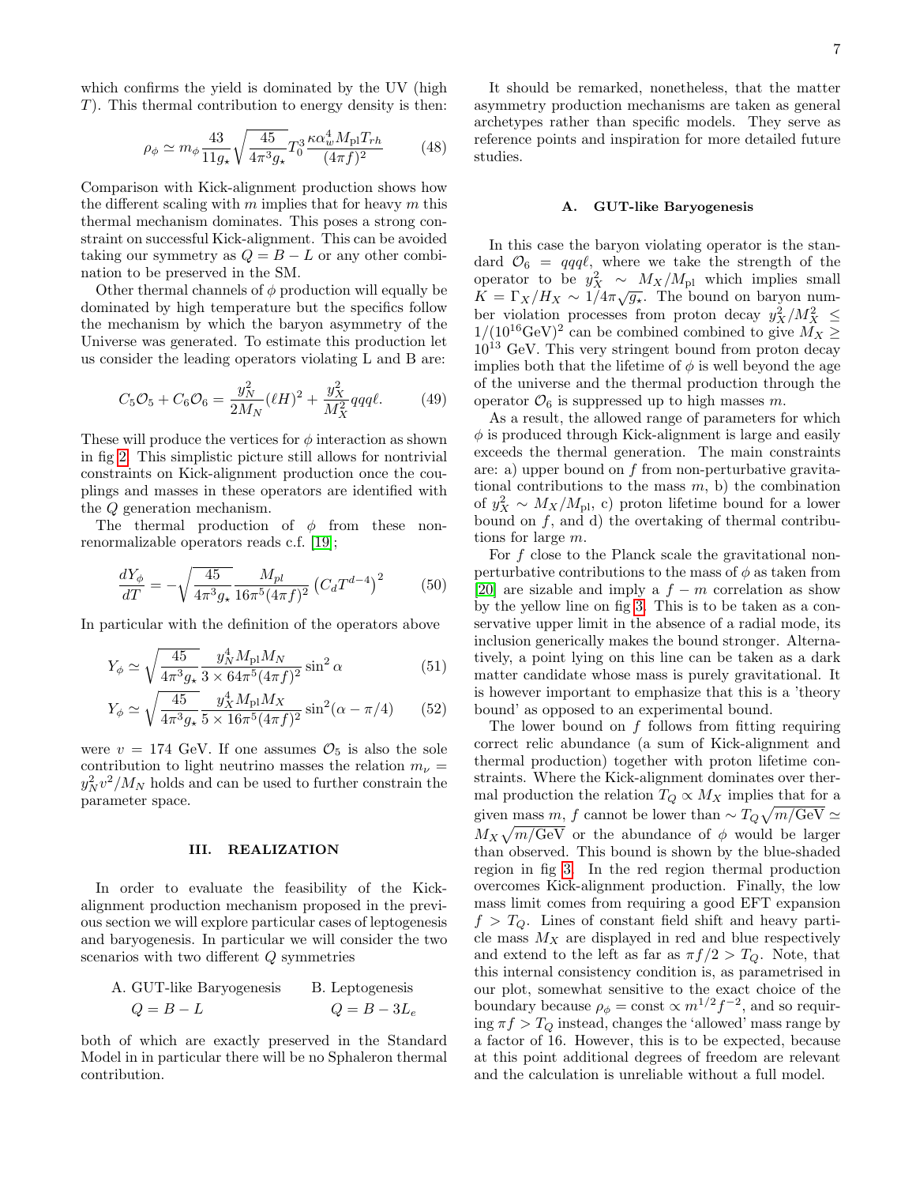which confirms the yield is dominated by the UV (high $T$). This thermal contribution to energy density is then:

$$\rho_\phi \simeq m_\phi \frac{43}{11g_\star}\sqrt{\frac{45}{4\pi^3 g_\star}} T_0^3 \frac{\kappa\alpha_w^4 M_{\rm pl} T_{rh}}{(4\pi f)^2} \tag{48}$$

Comparison with Kick-alignment production shows how the different scaling with $m$ implies that for heavy $m$ this thermal mechanism dominates. This poses a strong constraint on successful Kick-alignment. This can be avoided taking our symmetry as $Q = B - L$ or any other combination to be preserved in the SM.

Other thermal channels of $\phi$ production will equally be dominated by high temperature but the specifics follow the mechanism by which the baryon asymmetry of the Universe was generated. To estimate this production let us consider the leading operators violating L and B are:

$$C_5\mathcal{O}_5 + C_6\mathcal{O}_6 = \frac{y_N^2}{2M_N}(\ell H)^2 + \frac{y_X^2}{M_X^2} qqq\ell. \tag{49}$$

These will produce the vertices for $\phi$ interaction as shown in fig 2. This simplistic picture still allows for nontrivial constraints on Kick-alignment production once the couplings and masses in these operators are identified with the $Q$ generation mechanism.

The thermal production of $\phi$ from these non-renormalizable operators reads c.f. [19];

$$\frac{dY_\phi}{dT} = -\sqrt{\frac{45}{4\pi^3 g_\star}} \frac{M_{pl}}{16\pi^5 (4\pi f)^2} \left(C_d T^{d-4}\right)^2 \tag{50}$$

In particular with the definition of the operators above

$$Y_\phi \simeq \sqrt{\frac{45}{4\pi^3 g_\star}} \frac{y_N^4 M_{\rm pl} M_N}{3\times 64\pi^5 (4\pi f)^2} \sin^2\alpha \tag{51}$$

$$Y_\phi \simeq \sqrt{\frac{45}{4\pi^3 g_\star}} \frac{y_X^4 M_{\rm pl} M_X}{5\times 16\pi^5 (4\pi f)^2} \sin^2(\alpha - \pi/4) \tag{52}$$

were $v = 174$ GeV. If one assumes $\mathcal{O}_5$ is also the sole contribution to light neutrino masses the relation $m_\nu = y_N^2 v^2/M_N$ holds and can be used to further constrain the parameter space.

## III. REALIZATION

In order to evaluate the feasibility of the Kick-alignment production mechanism proposed in the previous section we will explore particular cases of leptogenesis and baryogenesis. In particular we will consider the two scenarios with two different $Q$ symmetries

A. GUT-like Baryogenesis $\quad Q = B - L$

B. Leptogenesis $\quad Q = B - 3L_e$

both of which are exactly preserved in the Standard Model in in particular there will be no Sphaleron thermal contribution.

It should be remarked, nonetheless, that the matter asymmetry production mechanisms are taken as general archetypes rather than specific models. They serve as reference points and inspiration for more detailed future studies.

### A. GUT-like Baryogenesis

In this case the baryon violating operator is the standard $\mathcal{O}_6 = qqq\ell$, where we take the strength of the operator to be $y_X^2 \sim M_X/M_{\rm pl}$ which implies small $K = \Gamma_X/H_X \sim 1/4\pi\sqrt{g_\star}$. The bound on baryon number violation processes from proton decay $y_X^2/M_X^2 \leq 1/(10^{16}\text{GeV})^2$ can be combined combined to give $M_X \geq 10^{13}$ GeV. This very stringent bound from proton decay implies both that the lifetime of $\phi$ is well beyond the age of the universe and the thermal production through the operator $\mathcal{O}_6$ is suppressed up to high masses $m$.

As a result, the allowed range of parameters for which $\phi$ is produced through Kick-alignment is large and easily exceeds the thermal generation. The main constraints are: a) upper bound on $f$ from non-perturbative gravitational contributions to the mass $m$, b) the combination of $y_X^2 \sim M_X/M_{\rm pl}$, c) proton lifetime bound for a lower bound on $f$, and d) the overtaking of thermal contributions for large $m$.

For $f$ close to the Planck scale the gravitational non-perturbative contributions to the mass of $\phi$ as taken from [20] are sizable and imply a $f-m$ correlation as show by the yellow line on fig 3. This is to be taken as a conservative upper limit in the absence of a radial mode, its inclusion generically makes the bound stronger. Alternatively, a point lying on this line can be taken as a dark matter candidate whose mass is purely gravitational. It is however important to emphasize that this is a 'theory bound' as opposed to an experimental bound.

The lower bound on $f$ follows from fitting requiring correct relic abundance (a sum of Kick-alignment and thermal production) together with proton lifetime constraints. Where the Kick-alignment dominates over thermal production the relation $T_Q \propto M_X$ implies that for a given mass $m$, $f$ cannot be lower than $\sim T_Q\sqrt{m/\text{GeV}} \simeq M_X\sqrt{m/\text{GeV}}$ or the abundance of $\phi$ would be larger than observed. This bound is shown by the blue-shaded region in fig 3. In the red region thermal production overcomes Kick-alignment production. Finally, the low mass limit comes from requiring a good EFT expansion $f > T_Q$. Lines of constant field shift and heavy particle mass $M_X$ are displayed in red and blue respectively and extend to the left as far as $\pi f/2 > T_Q$. Note, that this internal consistency condition is, as parametrised in our plot, somewhat sensitive to the exact choice of the boundary because $\rho_\phi = \text{const} \propto m^{1/2} f^{-2}$, and so requiring $\pi f > T_Q$ instead, changes the 'allowed' mass range by a factor of 16. However, this is to be expected, because at this point additional degrees of freedom are relevant and the calculation is unreliable without a full model.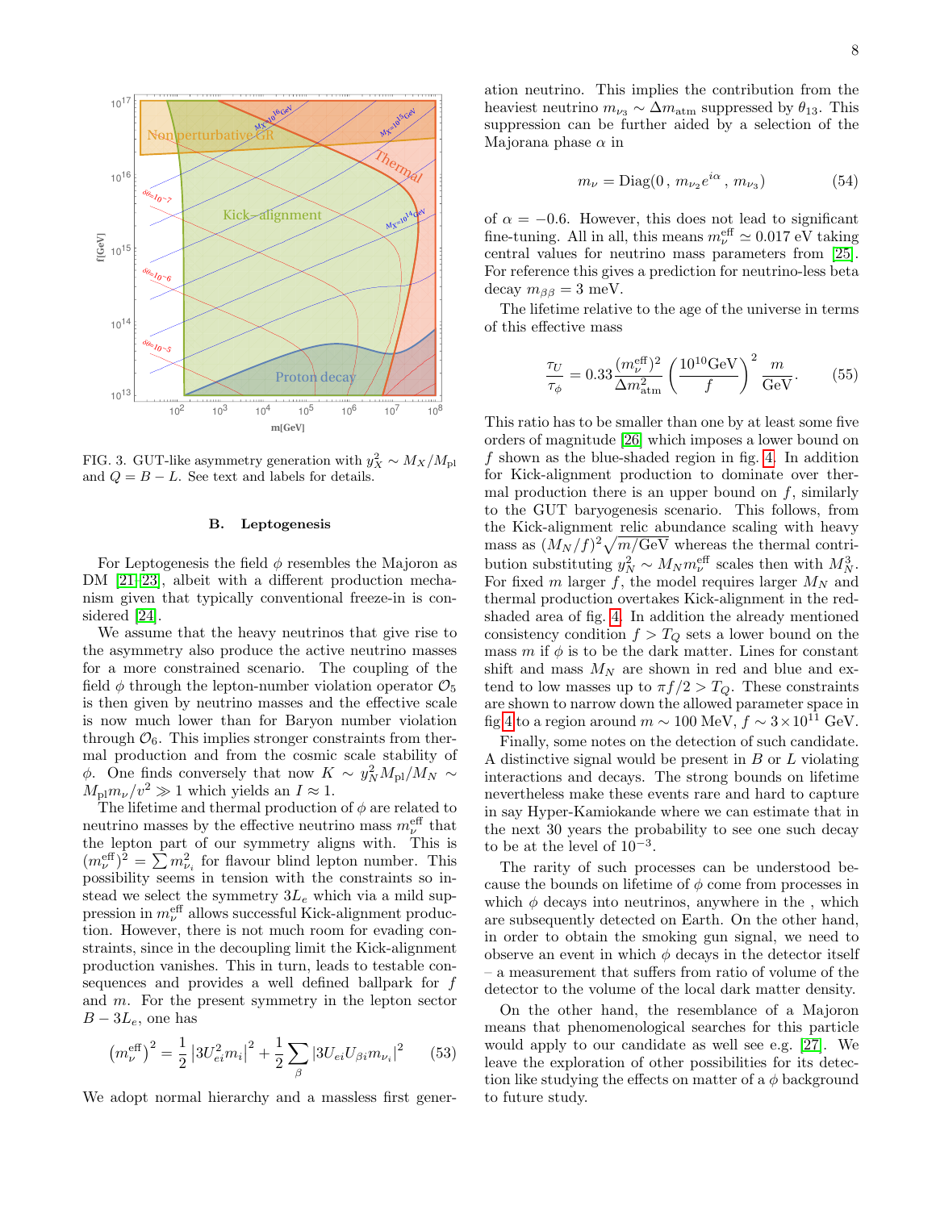FIG. 3. GUT-like asymmetry generation with $y_X^2 \sim M_X/M_{\rm pl}$ and $Q = B - L$. See text and labels for details.

### B. Leptogenesis

For Leptogenesis the field $\phi$ resembles the Majoron as DM [21–23], albeit with a different production mechanism given that typically conventional freeze-in is considered [24].

We assume that the heavy neutrinos that give rise to the asymmetry also produce the active neutrino masses for a more constrained scenario. The coupling of the field $\phi$ through the lepton-number violation operator $\mathcal{O}_5$ is then given by neutrino masses and the effective scale is now much lower than for Baryon number violation through $\mathcal{O}_6$. This implies stronger constraints from thermal production and from the cosmic scale stability of $\phi$. One finds conversely that now $K \sim y_N^2 M_{\rm pl}/M_N \sim M_{\rm pl} m_\nu / v^2 \gg 1$ which yields an $I \approx 1$.

The lifetime and thermal production of $\phi$ are related to neutrino masses by the effective neutrino mass $m_\nu^{\rm eff}$ that the lepton part of our symmetry aligns with. This is $(m_\nu^{\rm eff})^2 = \sum m_{\nu_i}^2$ for flavour blind lepton number. This possibility seems in tension with the constraints so instead we select the symmetry $3L_e$ which via a mild suppression in $m_\nu^{\rm eff}$ allows successful Kick-alignment production. However, there is not much room for evading constraints, since in the decoupling limit the Kick-alignment production vanishes. This in turn, leads to testable consequences and provides a well defined ballpark for $f$ and $m$. For the present symmetry in the lepton sector $B - 3L_e$, one has

$$\left(m_\nu^{\rm eff}\right)^2 = \frac{1}{2}\left|3U_{ei}^2 m_i\right|^2 + \frac{1}{2}\sum_\beta \left|3U_{ei}U_{\beta i} m_{\nu_i}\right|^2 \tag{53}$$

We adopt normal hierarchy and a massless first generation neutrino. This implies the contribution from the heaviest neutrino $m_{\nu_3} \sim \Delta m_{\rm atm}$ suppressed by $\theta_{13}$. This suppression can be further aided by a selection of the Majorana phase $\alpha$ in

$$m_\nu = {\rm Diag}(0\,,\, m_{\nu_2} e^{i\alpha}\,,\, m_{\nu_3}) \tag{54}$$

of $\alpha = -0.6$. However, this does not lead to significant fine-tuning. All in all, this means $m_\nu^{\rm eff} \simeq 0.017$ eV taking central values for neutrino mass parameters from [25]. For reference this gives a prediction for neutrino-less beta decay $m_{\beta\beta} = 3$ meV.

The lifetime relative to the age of the universe in terms of this effective mass

$$\frac{\tau_U}{\tau_\phi} = 0.33 \frac{(m_\nu^{\rm eff})^2}{\Delta m_{\rm atm}^2}\left(\frac{10^{10}{\rm GeV}}{f}\right)^2 \frac{m}{\rm GeV}. \tag{55}$$

This ratio has to be smaller than one by at least some five orders of magnitude [26] which imposes a lower bound on $f$ shown as the blue-shaded region in fig. 4. In addition for Kick-alignment production to dominate over thermal production there is an upper bound on $f$, similarly to the GUT baryogenesis scenario. This follows, from the Kick-alignment relic abundance scaling with heavy mass as $(M_N/f)^2\sqrt{m/{\rm GeV}}$ whereas the thermal contribution substituting $y_N^2 \sim M_N m_\nu^{\rm eff}$ scales then with $M_N^3$. For fixed $m$ larger $f$, the model requires larger $M_N$ and thermal production overtakes Kick-alignment in the red-shaded area of fig. 4. In addition the already mentioned consistency condition $f > T_Q$ sets a lower bound on the mass $m$ if $\phi$ is to be the dark matter. Lines for constant shift and mass $M_N$ are shown in red and blue and extend to low masses up to $\pi f/2 > T_Q$. These constraints are shown to narrow down the allowed parameter space in fig 4 to a region around $m \sim 100$ MeV, $f \sim 3\times 10^{11}$ GeV.

Finally, some notes on the detection of such candidate. A distinctive signal would be present in $B$ or $L$ violating interactions and decays. The strong bounds on lifetime nevertheless make these events rare and hard to capture in say Hyper-Kamiokande where we can estimate that in the next 30 years the probability to see one such decay to be at the level of $10^{-3}$.

The rarity of such processes can be understood because the bounds on lifetime of $\phi$ come from processes in which $\phi$ decays into neutrinos, anywhere in the , which are subsequently detected on Earth. On the other hand, in order to obtain the smoking gun signal, we need to observe an event in which $\phi$ decays in the detector itself – a measurement that suffers from ratio of volume of the detector to the volume of the local dark matter density.

On the other hand, the resemblance of a Majoron means that phenomenological searches for this particle would apply to our candidate as well see e.g. [27]. We leave the exploration of other possibilities for its detection like studying the effects on matter of a $\phi$ background to future study.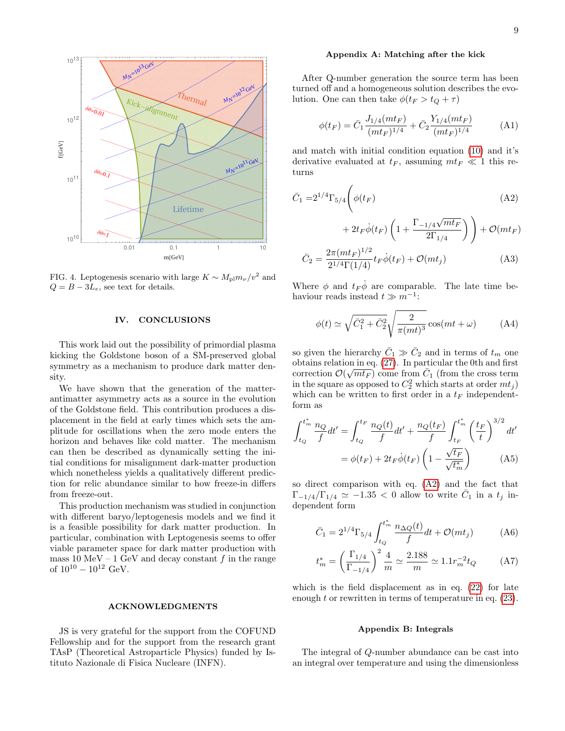FIG. 4. Leptogenesis scenario with large $K \sim M_{\rm pl} m_\nu / v^2$ and $Q = B - 3L_e$, see text for details.

## IV. CONCLUSIONS

This work laid out the possibility of primordial plasma kicking the Goldstone boson of a SM-preserved global symmetry as a mechanism to produce dark matter density.

We have shown that the generation of the matter-antimatter asymmetry acts as a source in the evolution of the Goldstone field. This contribution produces a displacement in the field at early times which sets the amplitude for oscillations when the zero mode enters the horizon and behaves like cold matter. The mechanism can then be described as dynamically setting the initial conditions for misalignment dark-matter production which nonetheless yields a qualitatively different prediction for relic abundance similar to how freeze-in differs from freeze-out.

This production mechanism was studied in conjunction with different baryo/leptogenesis models and we find it is a feasible possibility for dark matter production. In particular, combination with Leptogenesis seems to offer viable parameter space for dark matter production with mass 10 MeV – 1 GeV and decay constant $f$ in the range of $10^{10} - 10^{12}$ GeV.

## ACKNOWLEDGMENTS

JS is very grateful for the support from the COFUND Fellowship and for the support from the research grant TAsP (Theoretical Astroparticle Physics) funded by Istituto Nazionale di Fisica Nucleare (INFN).

### Appendix A: Matching after the kick

After Q-number generation the source term has been turned off and a homogeneous solution describes the evolution. One can then take $\phi(t_F > t_Q + \tau)$

$$\phi(t_F) = \bar{C}_1 \frac{J_{1/4}(mt_F)}{(mt_F)^{1/4}} + \bar{C}_2 \frac{Y_{1/4}(mt_F)}{(mt_F)^{1/4}} \tag{A1}$$

and match with initial condition equation (10) and it's derivative evaluated at $t_F$, assuming $mt_F \ll 1$ this returns

$$\bar{C}_1 = 2^{1/4}\Gamma_{5/4}\Bigg(\phi(t_F) + 2t_F\dot{\phi}(t_F)\left(1 + \frac{\Gamma_{-1/4}\sqrt{mt_F}}{2\Gamma_{1/4}}\right)\Bigg) + \mathcal{O}(mt_F) \tag{A2}$$

$$\bar{C}_2 = \frac{2\pi(mt_F)^{1/2}}{2^{1/4}\Gamma(1/4)} t_F\dot{\phi}(t_F) + \mathcal{O}(mt_j) \tag{A3}$$

Where $\phi$ and $t_F\dot{\phi}$ are comparable. The late time behaviour reads instead $t \gg m^{-1}$:

$$\phi(t) \simeq \sqrt{\bar{C}_1^2 + \bar{C}_2^2}\sqrt{\frac{2}{\pi(mt)^3}}\cos(mt + \omega) \tag{A4}$$

so given the hierarchy $\bar{C}_1 \gg \bar{C}_2$ and in terms of $t_m$ one obtains relation in eq. (27). In particular the 0th and first correction $\mathcal{O}(\sqrt{mt_F})$ come from $\bar{C}_1$ (from the cross term in the square as opposed to $C_2^2$ which starts at order $mt_j$) which can be written to first order in a $t_F$ independent-form as

$$\int_{t_Q}^{t_m^*} \frac{n_Q}{f} dt' = \int_{t_Q}^{t_F} \frac{n_Q(t)}{f} dt' + \frac{n_Q(t_F)}{f}\int_{t_F}^{t_m^*}\left(\frac{t_F}{t}\right)^{3/2} dt'$$
$$= \phi(t_F) + 2t_F\dot{\phi}(t_F)\left(1 - \frac{\sqrt{t_F}}{\sqrt{t_m^*}}\right) \tag{A5}$$

so direct comparison with eq. (A2) and the fact that $\Gamma_{-1/4}/\Gamma_{1/4} \simeq -1.35 < 0$ allow to write $\bar{C}_1$ in a $t_j$ independent form

$$\bar{C}_1 = 2^{1/4}\Gamma_{5/4}\int_{t_Q}^{t_m^*} \frac{n_{\Delta Q}(t)}{f} dt + \mathcal{O}(mt_j) \tag{A6}$$

$$t_m^* = \left(\frac{\Gamma_{1/4}}{\Gamma_{-1/4}}\right)^2 \frac{4}{m} \simeq \frac{2.188}{m} \simeq 1.1 r_m^{-2} t_Q \tag{A7}$$

which is the field displacement as in eq. (22) for late enough $t$ or rewritten in terms of temperature in eq. (23).

### Appendix B: Integrals

The integral of $Q$-number abundance can be cast into an integral over temperature and using the dimensionless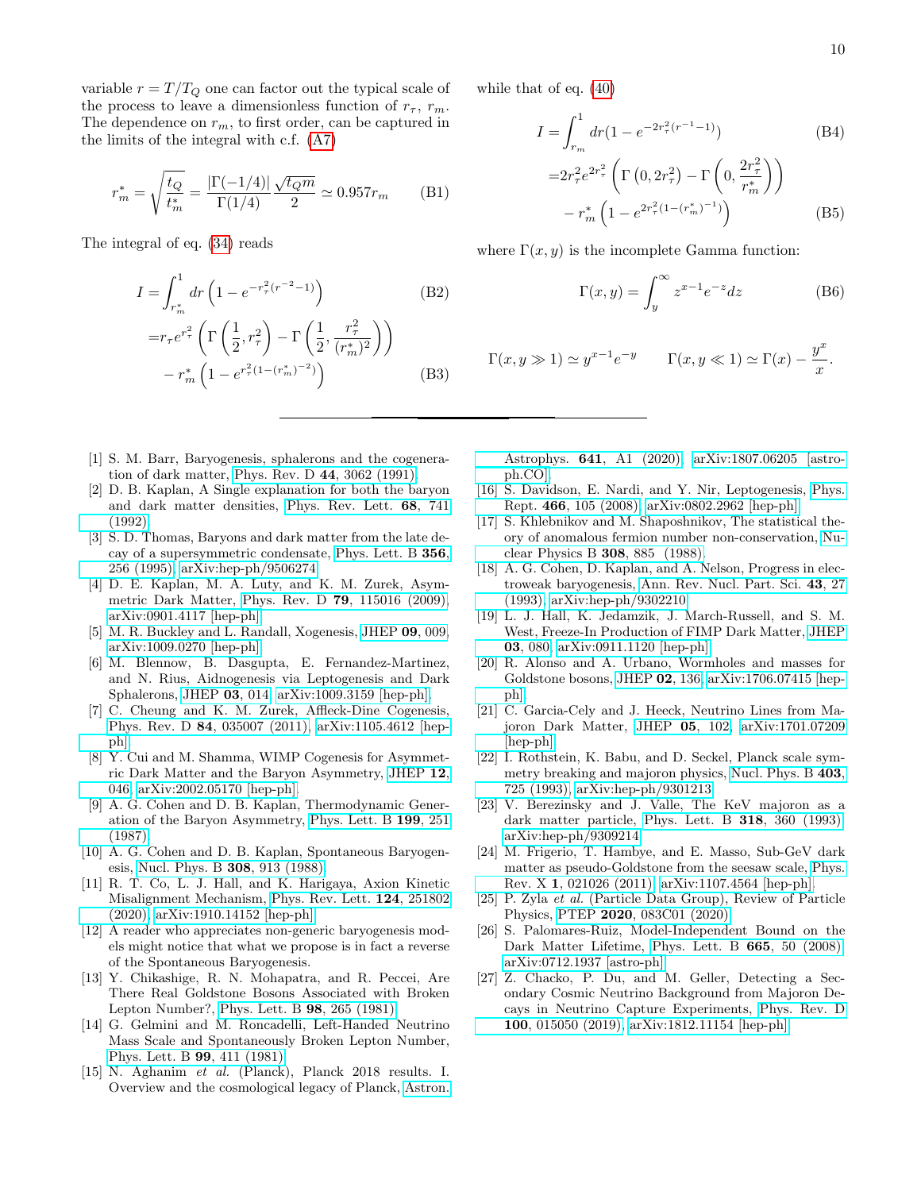variable $r = T/T_Q$ one can factor out the typical scale of the process to leave a dimensionless function of $r_\tau$, $r_m$. The dependence on $r_m$, to first order, can be captured in the limits of the integral with c.f. (A7)

$$r_m^* = \sqrt{\frac{t_Q}{t_m^*}} = \frac{|\Gamma(-1/4)|}{\Gamma(1/4)} \frac{\sqrt{t_Q m}}{2} \simeq 0.957 r_m \tag{B1}$$

The integral of eq. (34) reads

$$I = \int_{r_m^*}^1 dr \left(1 - e^{-r_\tau^2 (r^{-2}-1)}\right) \tag{B2}$$

$$= r_\tau e^{r_\tau^2} \left(\Gamma\left(\frac{1}{2}, r_\tau^2\right) - \Gamma\left(\frac{1}{2}, \frac{r_\tau^2}{(r_m^*)^2}\right)\right) - r_m^* \left(1 - e^{r_\tau^2(1-(r_m^*)^{-2})}\right) \tag{B3}$$

while that of eq. (40)

$$I = \int_{r_m}^1 dr (1 - e^{-2r_\tau^2 (r^{-1}-1)}) \tag{B4}$$

$$= 2r_\tau^2 e^{2r_\tau^2} \left(\Gamma\left(0, 2r_\tau^2\right) - \Gamma\left(0, \frac{2r_\tau^2}{r_m^*}\right)\right) - r_m^* \left(1 - e^{2r_\tau^2(1-(r_m^*)^{-1})}\right) \tag{B5}$$

where $\Gamma(x, y)$ is the incomplete Gamma function:

$$\Gamma(x, y) = \int_y^\infty z^{x-1} e^{-z} dz \tag{B6}$$

$$\Gamma(x, y \gg 1) \simeq y^{x-1} e^{-y} \qquad \Gamma(x, y \ll 1) \simeq \Gamma(x) - \frac{y^x}{x}.$$

---

[1] S. M. Barr, Baryogenesis, sphalerons and the cogeneration of dark matter, Phys. Rev. D **44**, 3062 (1991).

[2] D. B. Kaplan, A Single explanation for both the baryon and dark matter densities, Phys. Rev. Lett. **68**, 741 (1992).

[3] S. D. Thomas, Baryons and dark matter from the late decay of a supersymmetric condensate, Phys. Lett. B **356**, 256 (1995), arXiv:hep-ph/9506274.

[4] D. E. Kaplan, M. A. Luty, and K. M. Zurek, Asymmetric Dark Matter, Phys. Rev. D **79**, 115016 (2009), arXiv:0901.4117 [hep-ph].

[5] M. R. Buckley and L. Randall, Xogenesis, JHEP **09**, 009, arXiv:1009.0270 [hep-ph].

[6] M. Blennow, B. Dasgupta, E. Fernandez-Martinez, and N. Rius, Aidnogenesis via Leptogenesis and Dark Sphalerons, JHEP **03**, 014, arXiv:1009.3159 [hep-ph].

[7] C. Cheung and K. M. Zurek, Affleck-Dine Cogenesis, Phys. Rev. D **84**, 035007 (2011), arXiv:1105.4612 [hep-ph].

[8] Y. Cui and M. Shamma, WIMP Cogenesis for Asymmetric Dark Matter and the Baryon Asymmetry, JHEP **12**, 046, arXiv:2002.05170 [hep-ph].

[9] A. G. Cohen and D. B. Kaplan, Thermodynamic Generation of the Baryon Asymmetry, Phys. Lett. B **199**, 251 (1987).

[10] A. G. Cohen and D. B. Kaplan, Spontaneous Baryogenesis, Nucl. Phys. B **308**, 913 (1988).

[11] R. T. Co, L. J. Hall, and K. Harigaya, Axion Kinetic Misalignment Mechanism, Phys. Rev. Lett. **124**, 251802 (2020), arXiv:1910.14152 [hep-ph].

[12] A reader who appreciates non-generic baryogenesis models might notice that what we propose is in fact a reverse of the Spontaneous Baryogenesis.

[13] Y. Chikashige, R. N. Mohapatra, and R. Peccei, Are There Real Goldstone Bosons Associated with Broken Lepton Number?, Phys. Lett. B **98**, 265 (1981).

[14] G. Gelmini and M. Roncadelli, Left-Handed Neutrino Mass Scale and Spontaneously Broken Lepton Number, Phys. Lett. B **99**, 411 (1981).

[15] N. Aghanim *et al.* (Planck), Planck 2018 results. I. Overview and the cosmological legacy of Planck, Astron. Astrophys. **641**, A1 (2020), arXiv:1807.06205 [astro-ph.CO].

[16] S. Davidson, E. Nardi, and Y. Nir, Leptogenesis, Phys. Rept. **466**, 105 (2008), arXiv:0802.2962 [hep-ph].

[17] S. Khlebnikov and M. Shaposhnikov, The statistical theory of anomalous fermion number non-conservation, Nuclear Physics B **308**, 885 (1988).

[18] A. G. Cohen, D. Kaplan, and A. Nelson, Progress in electroweak baryogenesis, Ann. Rev. Nucl. Part. Sci. **43**, 27 (1993), arXiv:hep-ph/9302210.

[19] L. J. Hall, K. Jedamzik, J. March-Russell, and S. M. West, Freeze-In Production of FIMP Dark Matter, JHEP **03**, 080, arXiv:0911.1120 [hep-ph].

[20] R. Alonso and A. Urbano, Wormholes and masses for Goldstone bosons, JHEP **02**, 136, arXiv:1706.07415 [hep-ph].

[21] C. Garcia-Cely and J. Heeck, Neutrino Lines from Majoron Dark Matter, JHEP **05**, 102, arXiv:1701.07209 [hep-ph].

[22] I. Rothstein, K. Babu, and D. Seckel, Planck scale symmetry breaking and majoron physics, Nucl. Phys. B **403**, 725 (1993), arXiv:hep-ph/9301213.

[23] V. Berezinsky and J. Valle, The KeV majoron as a dark matter particle, Phys. Lett. B **318**, 360 (1993), arXiv:hep-ph/9309214.

[24] M. Frigerio, T. Hambye, and E. Masso, Sub-GeV dark matter as pseudo-Goldstone from the seesaw scale, Phys. Rev. X **1**, 021026 (2011), arXiv:1107.4564 [hep-ph].

[25] P. Zyla *et al.* (Particle Data Group), Review of Particle Physics, PTEP **2020**, 083C01 (2020).

[26] S. Palomares-Ruiz, Model-Independent Bound on the Dark Matter Lifetime, Phys. Lett. B **665**, 50 (2008), arXiv:0712.1937 [astro-ph].

[27] Z. Chacko, P. Du, and M. Geller, Detecting a Secondary Cosmic Neutrino Background from Majoron Decays in Neutrino Capture Experiments, Phys. Rev. D **100**, 015050 (2019), arXiv:1812.11154 [hep-ph].